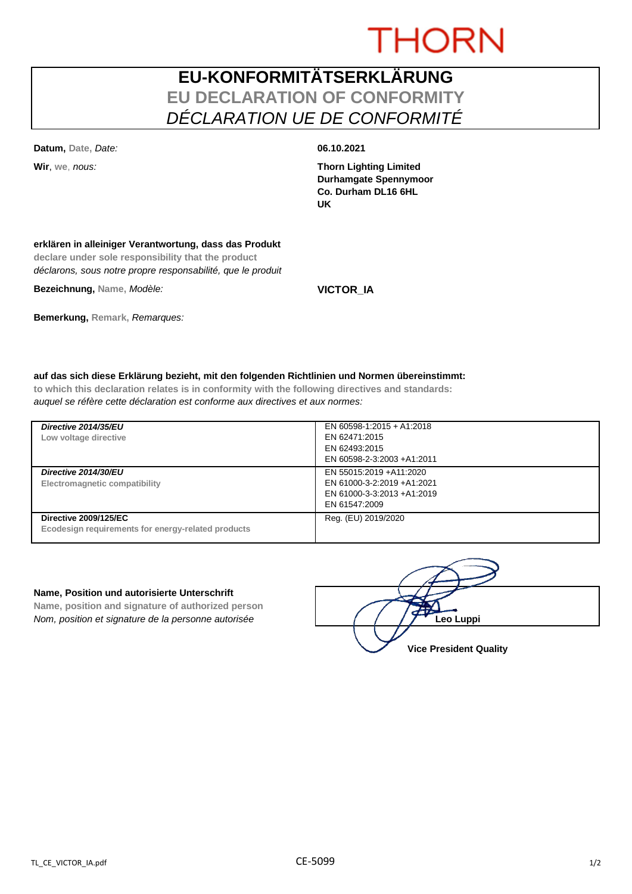THORN

# EU-KONFORMITÄTSERKLÄRUNG

## EU DECLARATION OF CONFORMITY

## *DÉCLARATION UE DE CONFORMITÉ*

**Datum,** Date, *Date:* **06.10.2021**

**Wir**, we, *nous:*

**Thorn Lighting Limited**
**Durhamgate Spennymoor**
**Co. Durham DL16 6HL**
**UK**

**erklären in alleiniger Verantwortung, dass das Produkt**
**declare under sole responsibility that the product**
*déclarons, sous notre propre responsabilité, que le produit*

**Bezeichnung,** Name, *Modèle:* **VICTOR_IA**

**Bemerkung,** Remark, *Remarques:*

**auf das sich diese Erklärung bezieht, mit den folgenden Richtlinien und Normen übereinstimmt:**
**to which this declaration relates is in conformity with the following directives and standards:**
*auquel se réfère cette déclaration est conforme aux directives et aux normes:*

| Directive | Standards |
|---|---|
| ***Directive 2014/35/EU*** <br> **Low voltage directive** | EN 60598-1:2015 + A1:2018 <br> EN 62471:2015 <br> EN 62493:2015 <br> EN 60598-2-3:2003 +A1:2011 |
| ***Directive 2014/30/EU*** <br> **Electromagnetic compatibility** | EN 55015:2019 +A11:2020 <br> EN 61000-3-2:2019 +A1:2021 <br> EN 61000-3-3:2013 +A1:2019 <br> EN 61547:2009 |
| **Directive 2009/125/EC** <br> **Ecodesign requirements for energy-related products** | Reg. (EU) 2019/2020 |

**Name, Position und autorisierte Unterschrift**
**Name, position and signature of authorized person**
*Nom, position et signature de la personne autorisée*

**Leo Luppi**
**Vice President Quality**

TL_CE_VICTOR_IA.pdf CE-5099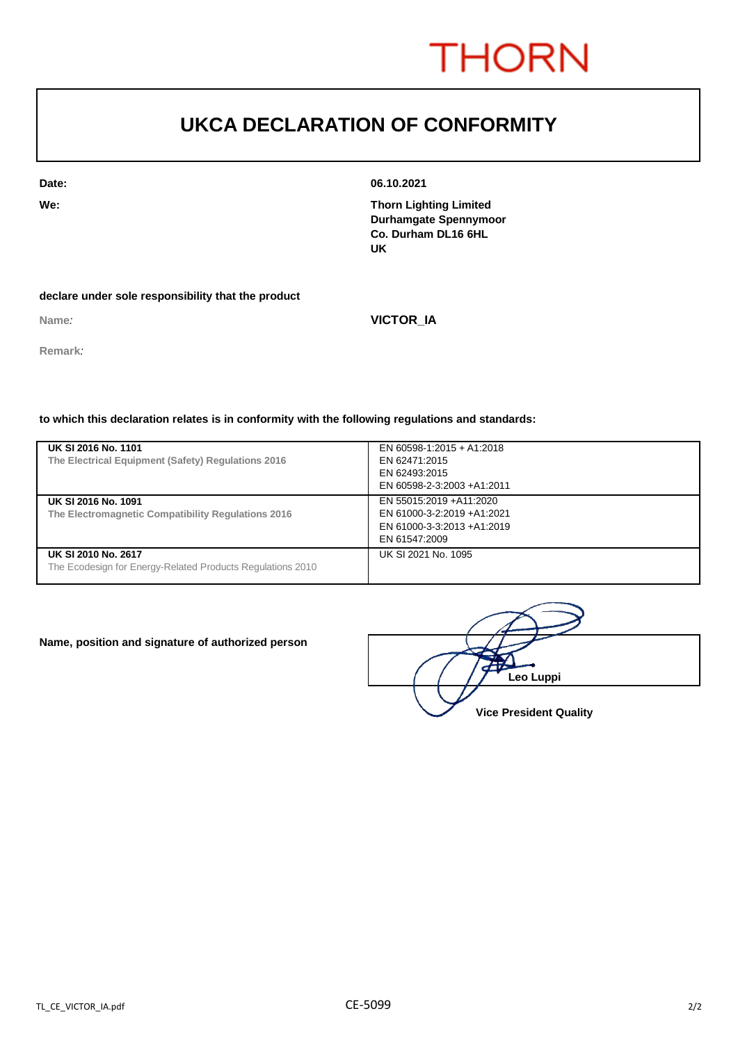THORN

# UKCA DECLARATION OF CONFORMITY

**Date:** **06.10.2021**

**We:** **Thorn Lighting Limited**
**Durhamgate Spennymoor**
**Co. Durham DL16 6HL**
**UK**

**declare under sole responsibility that the product**

Name: **VICTOR_IA**

Remark:

**to which this declaration relates is in conformity with the following regulations and standards:**

| | |
|---|---|
| **UK SI 2016 No. 1101**<br>**The Electrical Equipment (Safety) Regulations 2016** | EN 60598-1:2015 + A1:2018<br>EN 62471:2015<br>EN 62493:2015<br>EN 60598-2-3:2003 +A1:2011 |
| **UK SI 2016 No. 1091**<br>**The Electromagnetic Compatibility Regulations 2016** | EN 55015:2019 +A11:2020<br>EN 61000-3-2:2019 +A1:2021<br>EN 61000-3-3:2013 +A1:2019<br>EN 61547:2009 |
| **UK SI 2010 No. 2617**<br>The Ecodesign for Energy-Related Products Regulations 2010 | UK SI 2021 No. 1095 |

**Name, position and signature of authorized person**

**Leo Luppi**

**Vice President Quality**

TL_CE_VICTOR_IA.pdf

CE-5099